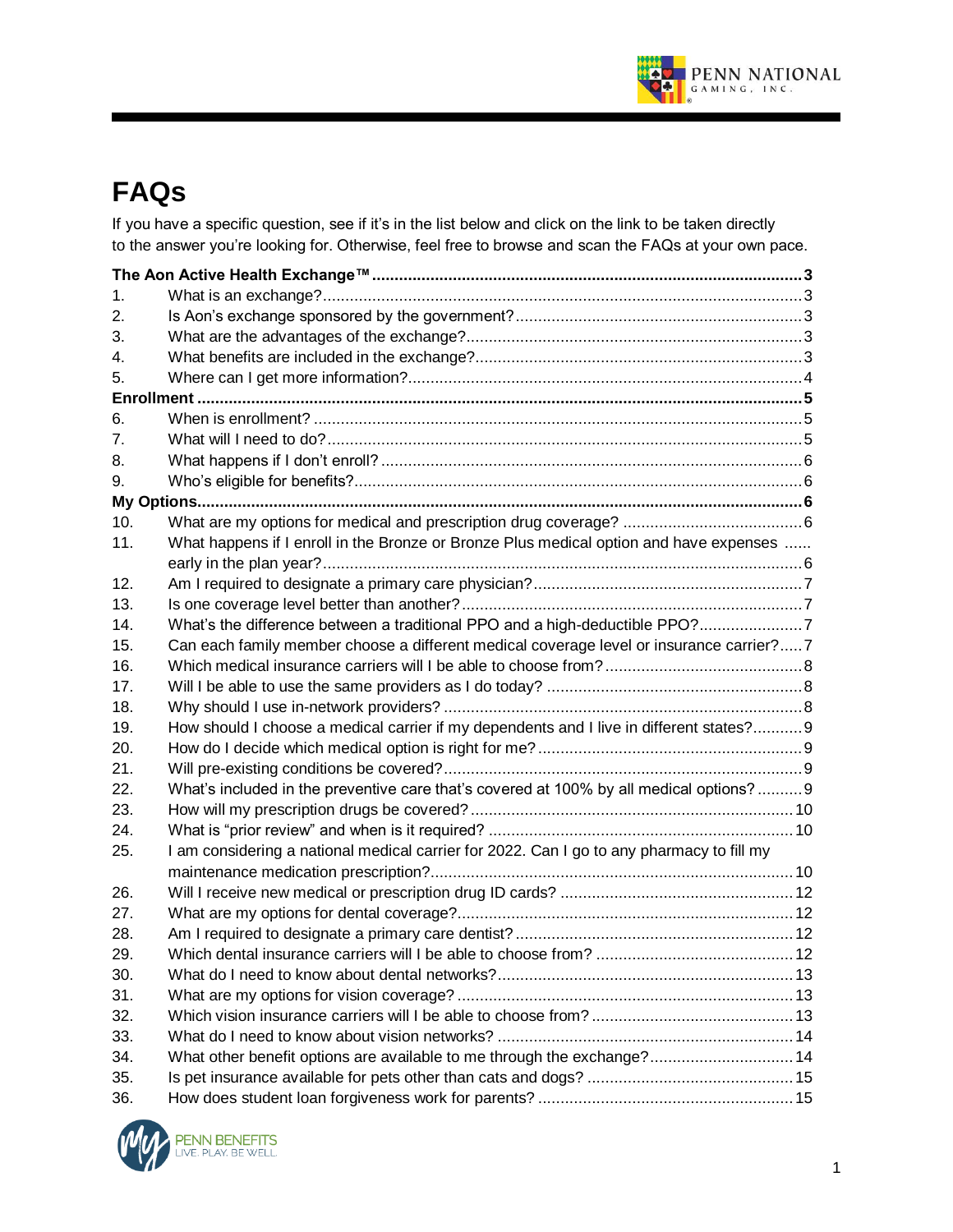# FAQs

If you have a specific question, see if it's in the list below and click on the link to be taken directly to the answer you're looking for. Otherwise, feel free to browse and scan the FAQs at your own pace.

**The Aon Active Health Exchange™ ........ 3**

1. What is an exchange? ........ 3
2. Is Aon's exchange sponsored by the government? ........ 3
3. What are the advantages of the exchange? ........ 3
4. What benefits are included in the exchange? ........ 3
5. Where can I get more information? ........ 4

**Enrollment ........ 5**

6. When is enrollment? ........ 5
7. What will I need to do? ........ 5
8. What happens if I don't enroll? ........ 6
9. Who's eligible for benefits? ........ 6

**My Options ........ 6**

10. What are my options for medical and prescription drug coverage? ........ 6
11. What happens if I enroll in the Bronze or Bronze Plus medical option and have expenses early in the plan year? ........ 6
12. Am I required to designate a primary care physician? ........ 7
13. Is one coverage level better than another? ........ 7
14. What's the difference between a traditional PPO and a high-deductible PPO? ........ 7
15. Can each family member choose a different medical coverage level or insurance carrier? ........ 7
16. Which medical insurance carriers will I be able to choose from? ........ 8
17. Will I be able to use the same providers as I do today? ........ 8
18. Why should I use in-network providers? ........ 8
19. How should I choose a medical carrier if my dependents and I live in different states? ........ 9
20. How do I decide which medical option is right for me? ........ 9
21. Will pre-existing conditions be covered? ........ 9
22. What's included in the preventive care that's covered at 100% by all medical options? ........ 9
23. How will my prescription drugs be covered? ........ 10
24. What is "prior review" and when is it required? ........ 10
25. I am considering a national medical carrier for 2022. Can I go to any pharmacy to fill my maintenance medication prescription? ........ 10
26. Will I receive new medical or prescription drug ID cards? ........ 12
27. What are my options for dental coverage? ........ 12
28. Am I required to designate a primary care dentist? ........ 12
29. Which dental insurance carriers will I be able to choose from? ........ 12
30. What do I need to know about dental networks? ........ 13
31. What are my options for vision coverage? ........ 13
32. Which vision insurance carriers will I be able to choose from? ........ 13
33. What do I need to know about vision networks? ........ 14
34. What other benefit options are available to me through the exchange? ........ 14
35. Is pet insurance available for pets other than cats and dogs? ........ 15
36. How does student loan forgiveness work for parents? ........ 15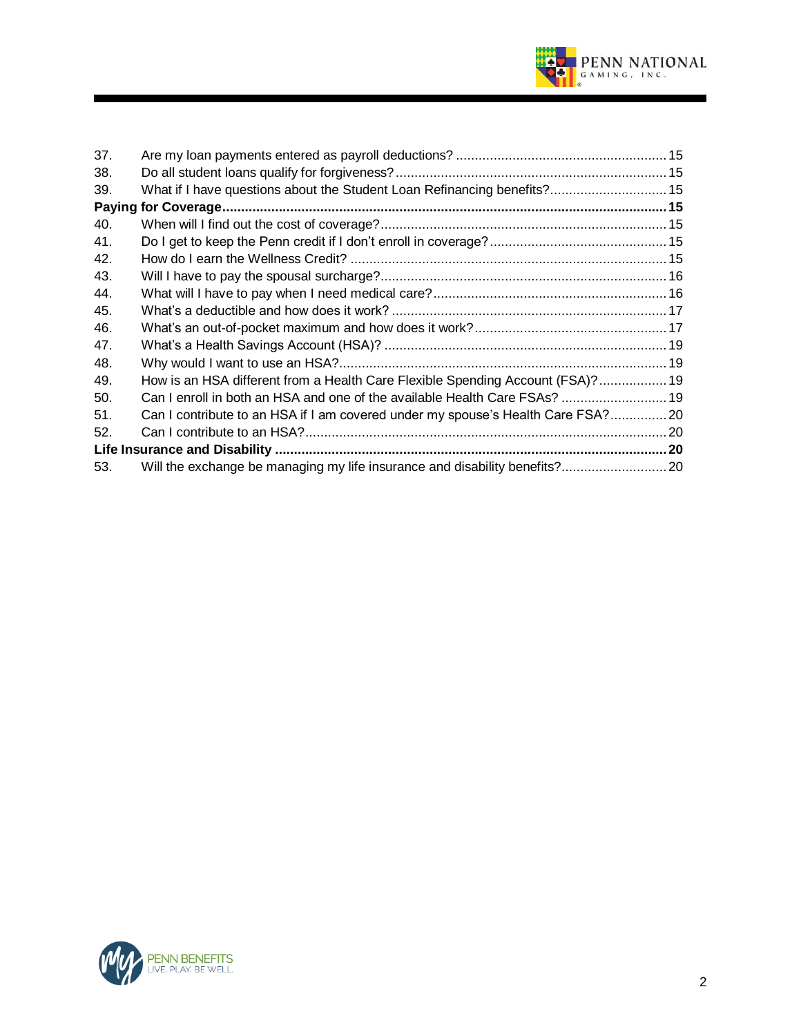| | | |
|---|---|---|
| 37. | Are my loan payments entered as payroll deductions? | 15 |
| 38. | Do all student loans qualify for forgiveness? | 15 |
| 39. | What if I have questions about the Student Loan Refinancing benefits? | 15 |
| **Paying for Coverage** | | **15** |
| 40. | When will I find out the cost of coverage? | 15 |
| 41. | Do I get to keep the Penn credit if I don't enroll in coverage? | 15 |
| 42. | How do I earn the Wellness Credit? | 15 |
| 43. | Will I have to pay the spousal surcharge? | 16 |
| 44. | What will I have to pay when I need medical care? | 16 |
| 45. | What's a deductible and how does it work? | 17 |
| 46. | What's an out-of-pocket maximum and how does it work? | 17 |
| 47. | What's a Health Savings Account (HSA)? | 19 |
| 48. | Why would I want to use an HSA? | 19 |
| 49. | How is an HSA different from a Health Care Flexible Spending Account (FSA)? | 19 |
| 50. | Can I enroll in both an HSA and one of the available Health Care FSAs? | 19 |
| 51. | Can I contribute to an HSA if I am covered under my spouse's Health Care FSA? | 20 |
| 52. | Can I contribute to an HSA? | 20 |
| **Life Insurance and Disability** | | **20** |
| 53. | Will the exchange be managing my life insurance and disability benefits? | 20 |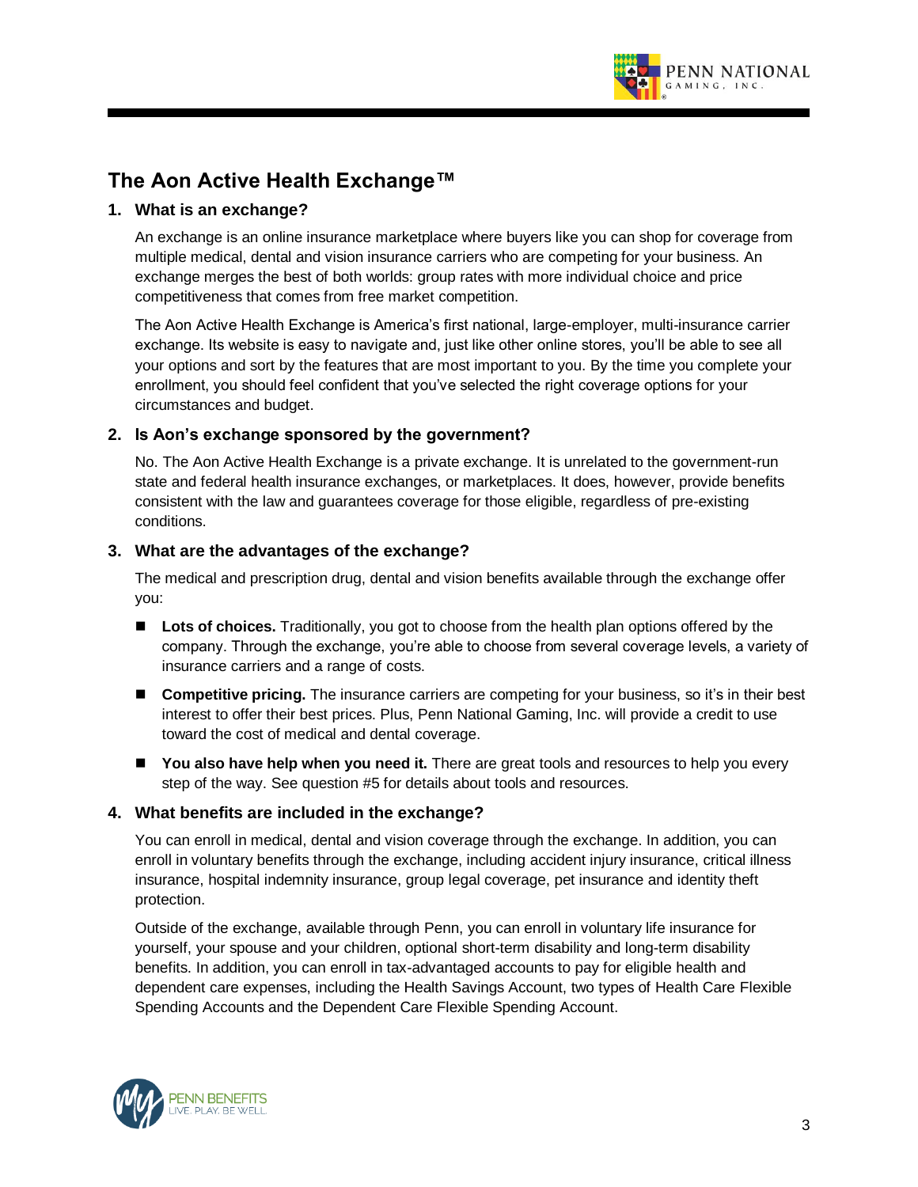## The Aon Active Health Exchange™

### 1. What is an exchange?

An exchange is an online insurance marketplace where buyers like you can shop for coverage from multiple medical, dental and vision insurance carriers who are competing for your business. An exchange merges the best of both worlds: group rates with more individual choice and price competitiveness that comes from free market competition.

The Aon Active Health Exchange is America's first national, large-employer, multi-insurance carrier exchange. Its website is easy to navigate and, just like other online stores, you'll be able to see all your options and sort by the features that are most important to you. By the time you complete your enrollment, you should feel confident that you've selected the right coverage options for your circumstances and budget.

### 2. Is Aon's exchange sponsored by the government?

No. The Aon Active Health Exchange is a private exchange. It is unrelated to the government-run state and federal health insurance exchanges, or marketplaces. It does, however, provide benefits consistent with the law and guarantees coverage for those eligible, regardless of pre-existing conditions.

### 3. What are the advantages of the exchange?

The medical and prescription drug, dental and vision benefits available through the exchange offer you:

- **Lots of choices.** Traditionally, you got to choose from the health plan options offered by the company. Through the exchange, you're able to choose from several coverage levels, a variety of insurance carriers and a range of costs.
- **Competitive pricing.** The insurance carriers are competing for your business, so it's in their best interest to offer their best prices. Plus, Penn National Gaming, Inc. will provide a credit to use toward the cost of medical and dental coverage.
- **You also have help when you need it.** There are great tools and resources to help you every step of the way. See question #5 for details about tools and resources.

### 4. What benefits are included in the exchange?

You can enroll in medical, dental and vision coverage through the exchange. In addition, you can enroll in voluntary benefits through the exchange, including accident injury insurance, critical illness insurance, hospital indemnity insurance, group legal coverage, pet insurance and identity theft protection.

Outside of the exchange, available through Penn, you can enroll in voluntary life insurance for yourself, your spouse and your children, optional short-term disability and long-term disability benefits. In addition, you can enroll in tax-advantaged accounts to pay for eligible health and dependent care expenses, including the Health Savings Account, two types of Health Care Flexible Spending Accounts and the Dependent Care Flexible Spending Account.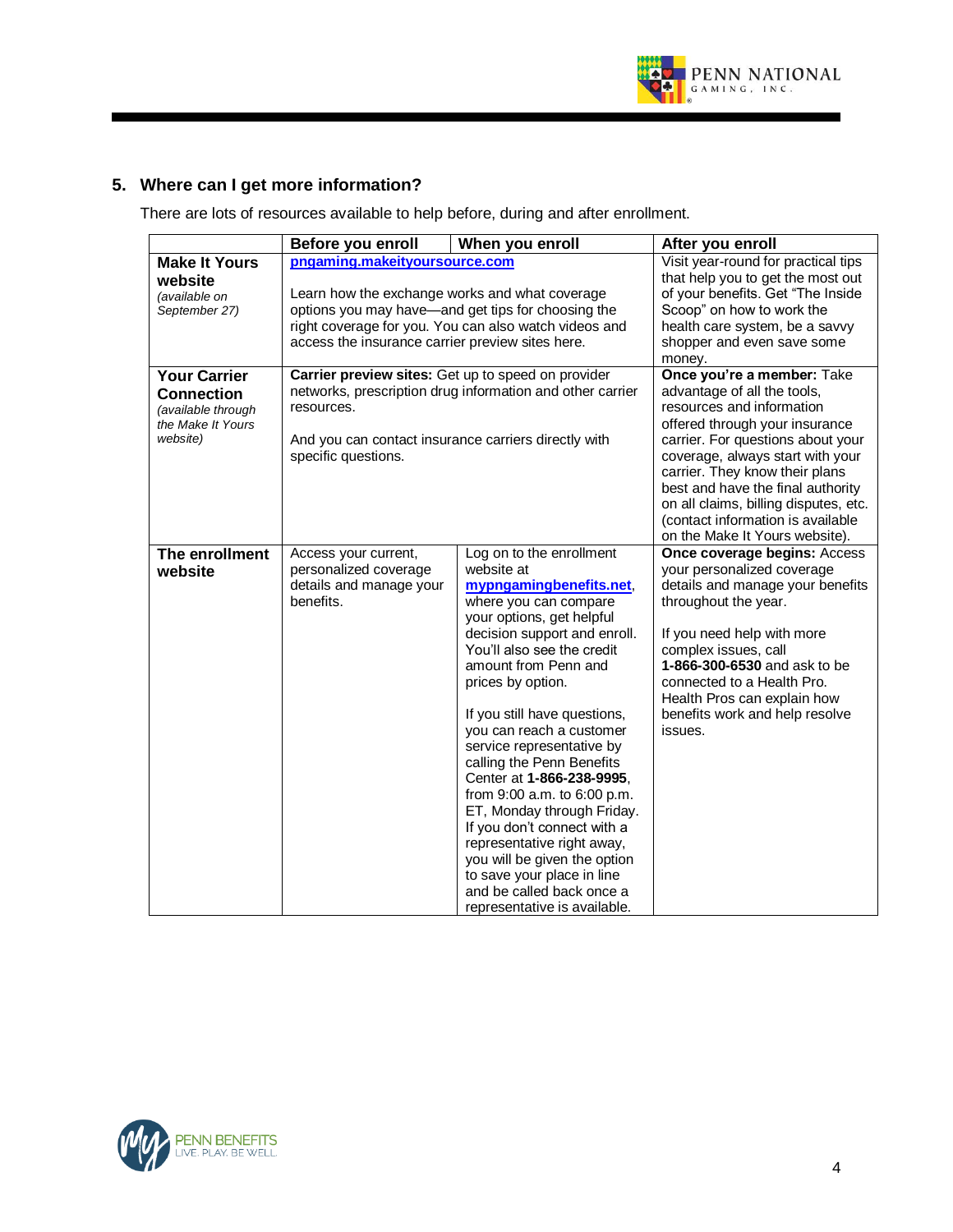## 5. Where can I get more information?

There are lots of resources available to help before, during and after enrollment.

| | Before you enroll | When you enroll | After you enroll |
|---|---|---|---|
| **Make It Yours website** *(available on September 27)* | **pngaming.makeityoursource.com**<br><br>Learn how the exchange works and what coverage options you may have—and get tips for choosing the right coverage for you. You can also watch videos and access the insurance carrier preview sites here. | | Visit year-round for practical tips that help you to get the most out of your benefits. Get "The Inside Scoop" on how to work the health care system, be a savvy shopper and even save some money. |
| **Your Carrier Connection** *(available through the Make It Yours website)* | **Carrier preview sites:** Get up to speed on provider networks, prescription drug information and other carrier resources.<br><br>And you can contact insurance carriers directly with specific questions. | | **Once you're a member:** Take advantage of all the tools, resources and information offered through your insurance carrier. For questions about your coverage, always start with your carrier. They know their plans best and have the final authority on all claims, billing disputes, etc. (contact information is available on the Make It Yours website). |
| **The enrollment website** | Access your current, personalized coverage details and manage your benefits. | Log on to the enrollment website at **mypngamingbenefits.net**, where you can compare your options, get helpful decision support and enroll. You'll also see the credit amount from Penn and prices by option.<br><br>If you still have questions, you can reach a customer service representative by calling the Penn Benefits Center at **1-866-238-9995**, from 9:00 a.m. to 6:00 p.m. ET, Monday through Friday. If you don't connect with a representative right away, you will be given the option to save your place in line and be called back once a representative is available. | **Once coverage begins:** Access your personalized coverage details and manage your benefits throughout the year.<br><br>If you need help with more complex issues, call **1-866-300-6530** and ask to be connected to a Health Pro. Health Pros can explain how benefits work and help resolve issues. |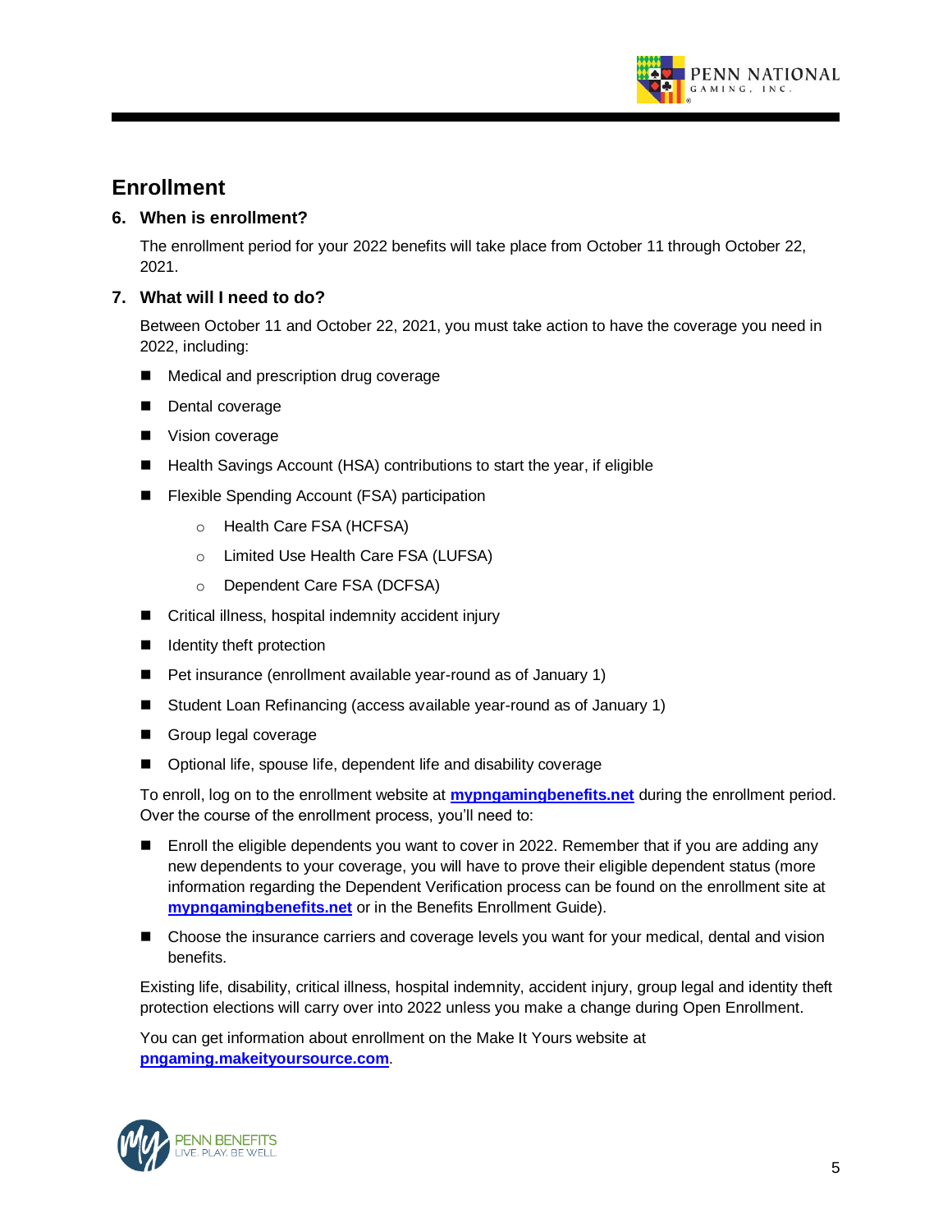## Enrollment

### 6. When is enrollment?

The enrollment period for your 2022 benefits will take place from October 11 through October 22, 2021.

### 7. What will I need to do?

Between October 11 and October 22, 2021, you must take action to have the coverage you need in 2022, including:

- Medical and prescription drug coverage
- Dental coverage
- Vision coverage
- Health Savings Account (HSA) contributions to start the year, if eligible
- Flexible Spending Account (FSA) participation
  - Health Care FSA (HCFSA)
  - Limited Use Health Care FSA (LUFSA)
  - Dependent Care FSA (DCFSA)
- Critical illness, hospital indemnity accident injury
- Identity theft protection
- Pet insurance (enrollment available year-round as of January 1)
- Student Loan Refinancing (access available year-round as of January 1)
- Group legal coverage
- Optional life, spouse life, dependent life and disability coverage

To enroll, log on to the enrollment website at **mypngamingbenefits.net** during the enrollment period. Over the course of the enrollment process, you'll need to:

- Enroll the eligible dependents you want to cover in 2022. Remember that if you are adding any new dependents to your coverage, you will have to prove their eligible dependent status (more information regarding the Dependent Verification process can be found on the enrollment site at **mypngamingbenefits.net** or in the Benefits Enrollment Guide).
- Choose the insurance carriers and coverage levels you want for your medical, dental and vision benefits.

Existing life, disability, critical illness, hospital indemnity, accident injury, group legal and identity theft protection elections will carry over into 2022 unless you make a change during Open Enrollment.

You can get information about enrollment on the Make It Yours website at **pngaming.makeityoursource.com**.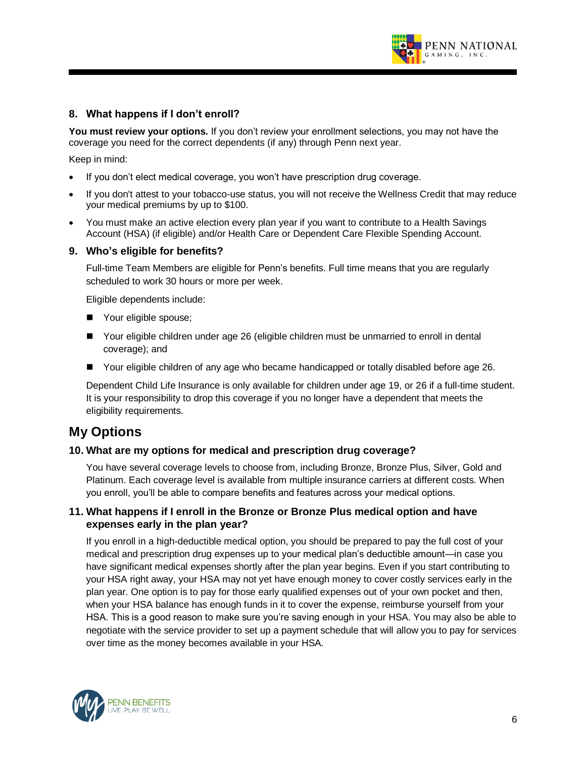### 8. What happens if I don't enroll?

**You must review your options.** If you don't review your enrollment selections, you may not have the coverage you need for the correct dependents (if any) through Penn next year.

Keep in mind:

- If you don't elect medical coverage, you won't have prescription drug coverage.
- If you don't attest to your tobacco-use status, you will not receive the Wellness Credit that may reduce your medical premiums by up to $100.
- You must make an active election every plan year if you want to contribute to a Health Savings Account (HSA) (if eligible) and/or Health Care or Dependent Care Flexible Spending Account.

### 9. Who's eligible for benefits?

Full-time Team Members are eligible for Penn's benefits. Full time means that you are regularly scheduled to work 30 hours or more per week.

Eligible dependents include:

- Your eligible spouse;
- Your eligible children under age 26 (eligible children must be unmarried to enroll in dental coverage); and
- Your eligible children of any age who became handicapped or totally disabled before age 26.

Dependent Child Life Insurance is only available for children under age 19, or 26 if a full-time student. It is your responsibility to drop this coverage if you no longer have a dependent that meets the eligibility requirements.

## My Options

### 10. What are my options for medical and prescription drug coverage?

You have several coverage levels to choose from, including Bronze, Bronze Plus, Silver, Gold and Platinum. Each coverage level is available from multiple insurance carriers at different costs. When you enroll, you'll be able to compare benefits and features across your medical options.

### 11. What happens if I enroll in the Bronze or Bronze Plus medical option and have expenses early in the plan year?

If you enroll in a high-deductible medical option, you should be prepared to pay the full cost of your medical and prescription drug expenses up to your medical plan's deductible amount—in case you have significant medical expenses shortly after the plan year begins. Even if you start contributing to your HSA right away, your HSA may not yet have enough money to cover costly services early in the plan year. One option is to pay for those early qualified expenses out of your own pocket and then, when your HSA balance has enough funds in it to cover the expense, reimburse yourself from your HSA. This is a good reason to make sure you're saving enough in your HSA. You may also be able to negotiate with the service provider to set up a payment schedule that will allow you to pay for services over time as the money becomes available in your HSA.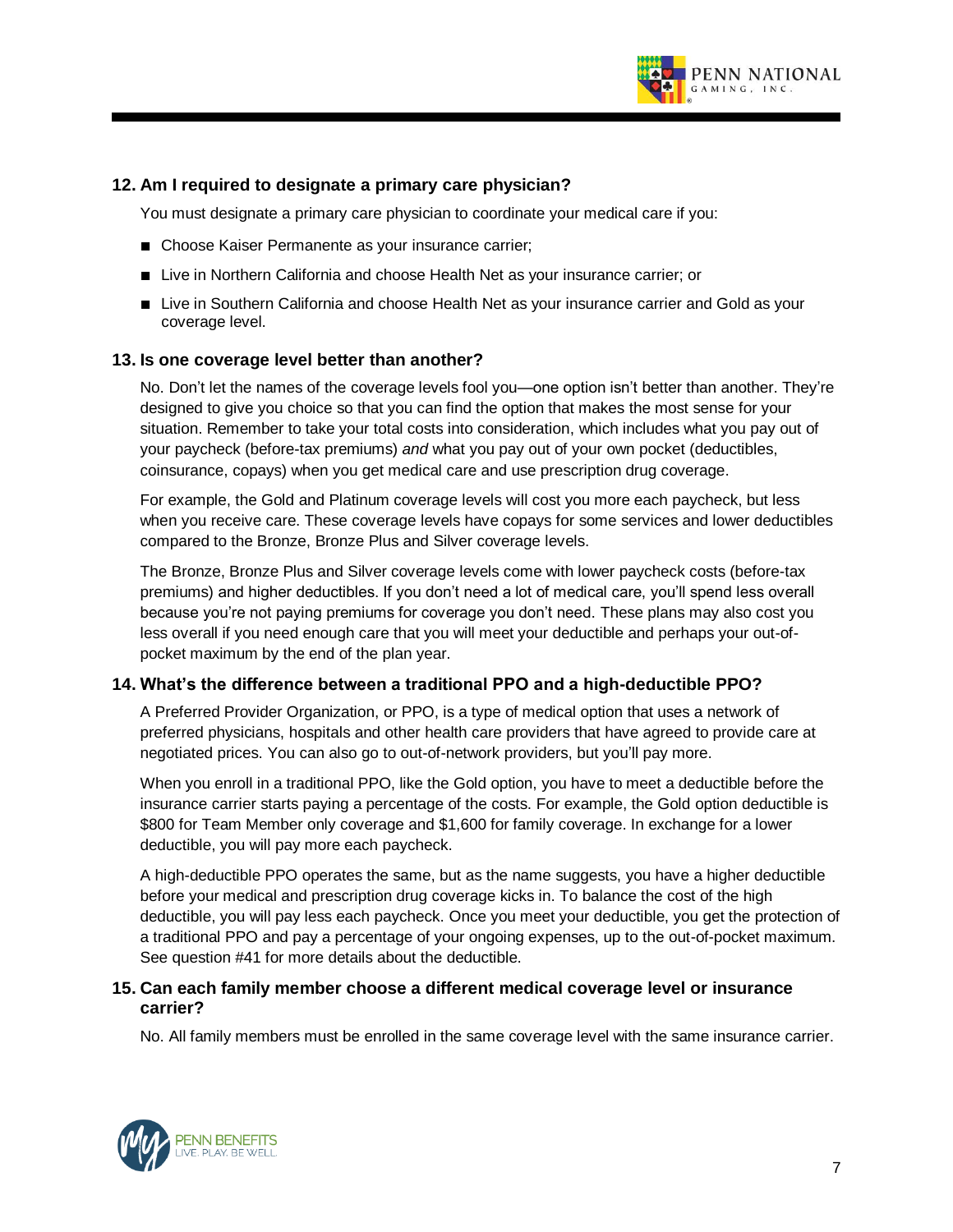### 12. Am I required to designate a primary care physician?

You must designate a primary care physician to coordinate your medical care if you:

- Choose Kaiser Permanente as your insurance carrier;
- Live in Northern California and choose Health Net as your insurance carrier; or
- Live in Southern California and choose Health Net as your insurance carrier and Gold as your coverage level.

### 13. Is one coverage level better than another?

No. Don't let the names of the coverage levels fool you—one option isn't better than another. They're designed to give you choice so that you can find the option that makes the most sense for your situation. Remember to take your total costs into consideration, which includes what you pay out of your paycheck (before-tax premiums) *and* what you pay out of your own pocket (deductibles, coinsurance, copays) when you get medical care and use prescription drug coverage.

For example, the Gold and Platinum coverage levels will cost you more each paycheck, but less when you receive care. These coverage levels have copays for some services and lower deductibles compared to the Bronze, Bronze Plus and Silver coverage levels.

The Bronze, Bronze Plus and Silver coverage levels come with lower paycheck costs (before-tax premiums) and higher deductibles. If you don't need a lot of medical care, you'll spend less overall because you're not paying premiums for coverage you don't need. These plans may also cost you less overall if you need enough care that you will meet your deductible and perhaps your out-of-pocket maximum by the end of the plan year.

### 14. What's the difference between a traditional PPO and a high-deductible PPO?

A Preferred Provider Organization, or PPO, is a type of medical option that uses a network of preferred physicians, hospitals and other health care providers that have agreed to provide care at negotiated prices. You can also go to out-of-network providers, but you'll pay more.

When you enroll in a traditional PPO, like the Gold option, you have to meet a deductible before the insurance carrier starts paying a percentage of the costs. For example, the Gold option deductible is $800 for Team Member only coverage and $1,600 for family coverage. In exchange for a lower deductible, you will pay more each paycheck.

A high-deductible PPO operates the same, but as the name suggests, you have a higher deductible before your medical and prescription drug coverage kicks in. To balance the cost of the high deductible, you will pay less each paycheck. Once you meet your deductible, you get the protection of a traditional PPO and pay a percentage of your ongoing expenses, up to the out-of-pocket maximum. See question #41 for more details about the deductible.

### 15. Can each family member choose a different medical coverage level or insurance carrier?

No. All family members must be enrolled in the same coverage level with the same insurance carrier.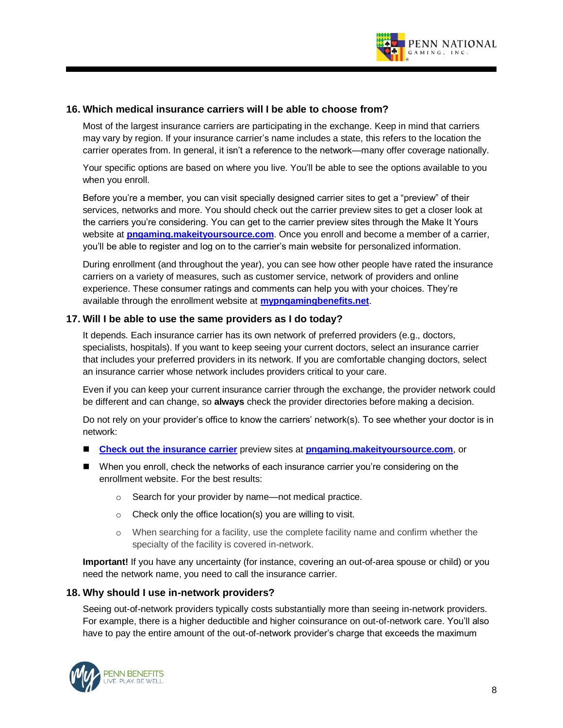### 16. Which medical insurance carriers will I be able to choose from?

Most of the largest insurance carriers are participating in the exchange. Keep in mind that carriers may vary by region. If your insurance carrier's name includes a state, this refers to the location the carrier operates from. In general, it isn't a reference to the network—many offer coverage nationally.

Your specific options are based on where you live. You'll be able to see the options available to you when you enroll.

Before you're a member, you can visit specially designed carrier sites to get a "preview" of their services, networks and more. You should check out the carrier preview sites to get a closer look at the carriers you're considering. You can get to the carrier preview sites through the Make It Yours website at **pngaming.makeityoursource.com**. Once you enroll and become a member of a carrier, you'll be able to register and log on to the carrier's main website for personalized information.

During enrollment (and throughout the year), you can see how other people have rated the insurance carriers on a variety of measures, such as customer service, network of providers and online experience. These consumer ratings and comments can help you with your choices. They're available through the enrollment website at **mypngamingbenefits.net**.

### 17. Will I be able to use the same providers as I do today?

It depends. Each insurance carrier has its own network of preferred providers (e.g., doctors, specialists, hospitals). If you want to keep seeing your current doctors, select an insurance carrier that includes your preferred providers in its network. If you are comfortable changing doctors, select an insurance carrier whose network includes providers critical to your care.

Even if you can keep your current insurance carrier through the exchange, the provider network could be different and can change, so **always** check the provider directories before making a decision.

Do not rely on your provider's office to know the carriers' network(s). To see whether your doctor is in network:

- **Check out the insurance carrier** preview sites at **pngaming.makeityoursource.com**, or
- When you enroll, check the networks of each insurance carrier you're considering on the enrollment website. For the best results:
  - Search for your provider by name—not medical practice.
  - Check only the office location(s) you are willing to visit.
  - When searching for a facility, use the complete facility name and confirm whether the specialty of the facility is covered in-network.

**Important!** If you have any uncertainty (for instance, covering an out-of-area spouse or child) or you need the network name, you need to call the insurance carrier.

### 18. Why should I use in-network providers?

Seeing out-of-network providers typically costs substantially more than seeing in-network providers. For example, there is a higher deductible and higher coinsurance on out-of-network care. You'll also have to pay the entire amount of the out-of-network provider's charge that exceeds the maximum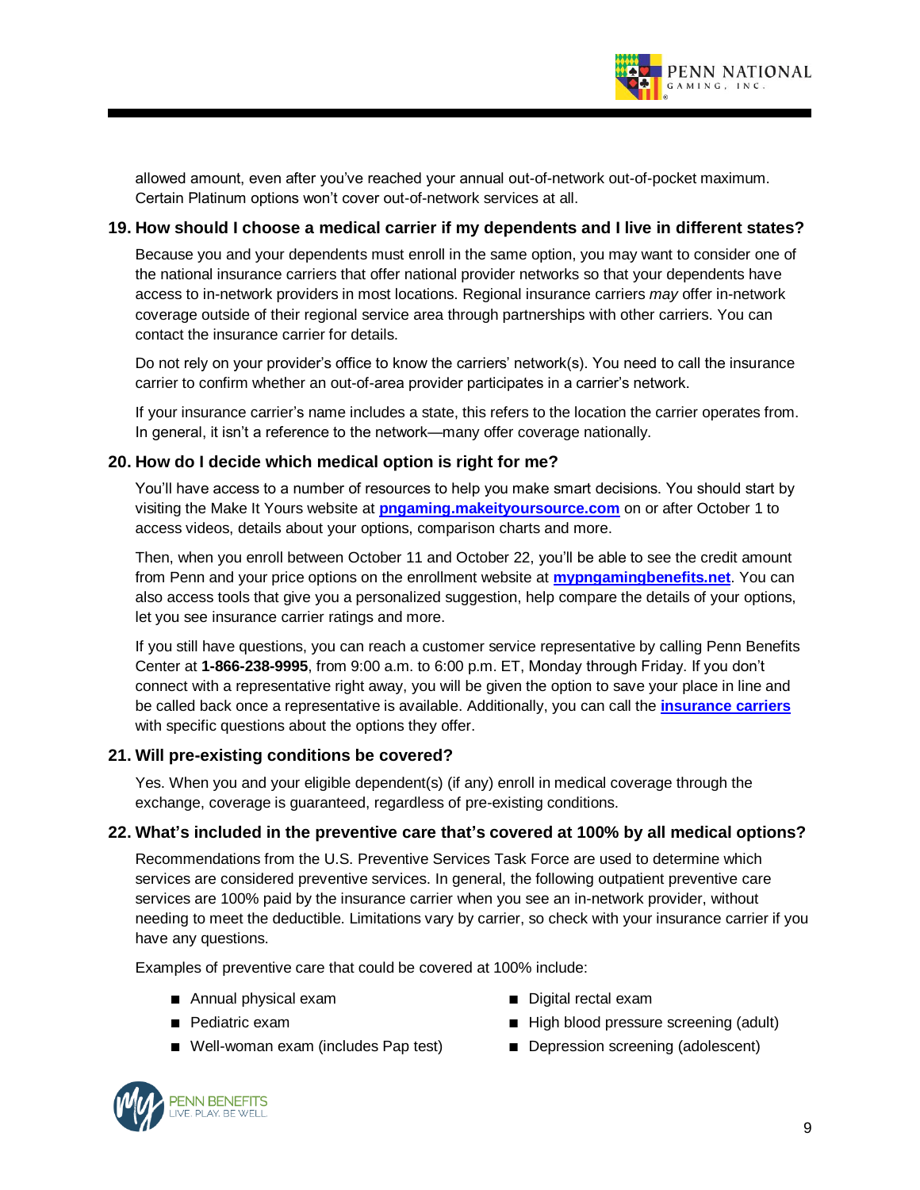allowed amount, even after you've reached your annual out-of-network out-of-pocket maximum. Certain Platinum options won't cover out-of-network services at all.

### 19. How should I choose a medical carrier if my dependents and I live in different states?

Because you and your dependents must enroll in the same option, you may want to consider one of the national insurance carriers that offer national provider networks so that your dependents have access to in-network providers in most locations. Regional insurance carriers *may* offer in-network coverage outside of their regional service area through partnerships with other carriers. You can contact the insurance carrier for details.

Do not rely on your provider's office to know the carriers' network(s). You need to call the insurance carrier to confirm whether an out-of-area provider participates in a carrier's network.

If your insurance carrier's name includes a state, this refers to the location the carrier operates from. In general, it isn't a reference to the network—many offer coverage nationally.

### 20. How do I decide which medical option is right for me?

You'll have access to a number of resources to help you make smart decisions. You should start by visiting the Make It Yours website at **pngaming.makeityoursource.com** on or after October 1 to access videos, details about your options, comparison charts and more.

Then, when you enroll between October 11 and October 22, you'll be able to see the credit amount from Penn and your price options on the enrollment website at **mypngamingbenefits.net**. You can also access tools that give you a personalized suggestion, help compare the details of your options, let you see insurance carrier ratings and more.

If you still have questions, you can reach a customer service representative by calling Penn Benefits Center at **1-866-238-9995**, from 9:00 a.m. to 6:00 p.m. ET, Monday through Friday. If you don't connect with a representative right away, you will be given the option to save your place in line and be called back once a representative is available. Additionally, you can call the **insurance carriers** with specific questions about the options they offer.

### 21. Will pre-existing conditions be covered?

Yes. When you and your eligible dependent(s) (if any) enroll in medical coverage through the exchange, coverage is guaranteed, regardless of pre-existing conditions.

### 22. What's included in the preventive care that's covered at 100% by all medical options?

Recommendations from the U.S. Preventive Services Task Force are used to determine which services are considered preventive services. In general, the following outpatient preventive care services are 100% paid by the insurance carrier when you see an in-network provider, without needing to meet the deductible. Limitations vary by carrier, so check with your insurance carrier if you have any questions.

Examples of preventive care that could be covered at 100% include:

- Annual physical exam
- Pediatric exam
- Well-woman exam (includes Pap test)
- Digital rectal exam
- High blood pressure screening (adult)
- Depression screening (adolescent)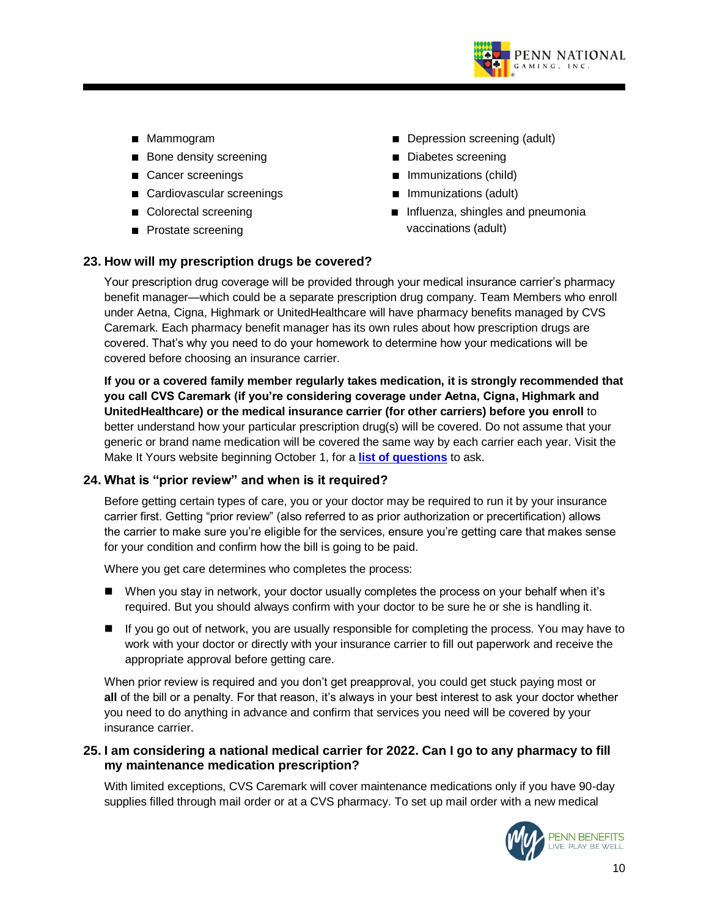- Mammogram
- Bone density screening
- Cancer screenings
- Cardiovascular screenings
- Colorectal screening
- Prostate screening
- Depression screening (adult)
- Diabetes screening
- Immunizations (child)
- Immunizations (adult)
- Influenza, shingles and pneumonia vaccinations (adult)

## 23. How will my prescription drugs be covered?

Your prescription drug coverage will be provided through your medical insurance carrier's pharmacy benefit manager—which could be a separate prescription drug company. Team Members who enroll under Aetna, Cigna, Highmark or UnitedHealthcare will have pharmacy benefits managed by CVS Caremark. Each pharmacy benefit manager has its own rules about how prescription drugs are covered. That's why you need to do your homework to determine how your medications will be covered before choosing an insurance carrier.

**If you or a covered family member regularly takes medication, it is strongly recommended that you call CVS Caremark (if you're considering coverage under Aetna, Cigna, Highmark and UnitedHealthcare) or the medical insurance carrier (for other carriers) before you enroll** to better understand how your particular prescription drug(s) will be covered. Do not assume that your generic or brand name medication will be covered the same way by each carrier each year. Visit the Make It Yours website beginning October 1, for a **list of questions** to ask.

## 24. What is "prior review" and when is it required?

Before getting certain types of care, you or your doctor may be required to run it by your insurance carrier first. Getting "prior review" (also referred to as prior authorization or precertification) allows the carrier to make sure you're eligible for the services, ensure you're getting care that makes sense for your condition and confirm how the bill is going to be paid.

Where you get care determines who completes the process:

- When you stay in network, your doctor usually completes the process on your behalf when it's required. But you should always confirm with your doctor to be sure he or she is handling it.
- If you go out of network, you are usually responsible for completing the process. You may have to work with your doctor or directly with your insurance carrier to fill out paperwork and receive the appropriate approval before getting care.

When prior review is required and you don't get preapproval, you could get stuck paying most or **all** of the bill or a penalty. For that reason, it's always in your best interest to ask your doctor whether you need to do anything in advance and confirm that services you need will be covered by your insurance carrier.

## 25. I am considering a national medical carrier for 2022. Can I go to any pharmacy to fill my maintenance medication prescription?

With limited exceptions, CVS Caremark will cover maintenance medications only if you have 90-day supplies filled through mail order or at a CVS pharmacy. To set up mail order with a new medical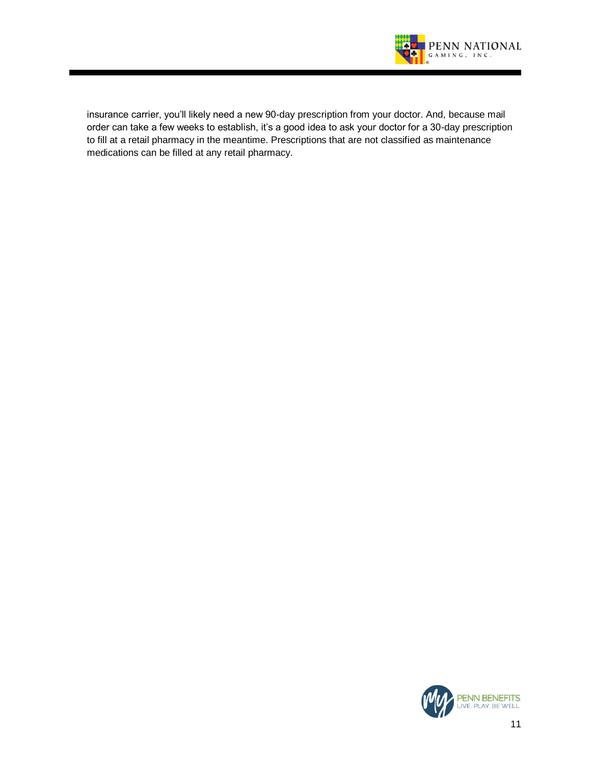insurance carrier, you'll likely need a new 90-day prescription from your doctor. And, because mail order can take a few weeks to establish, it's a good idea to ask your doctor for a 30-day prescription to fill at a retail pharmacy in the meantime. Prescriptions that are not classified as maintenance medications can be filled at any retail pharmacy.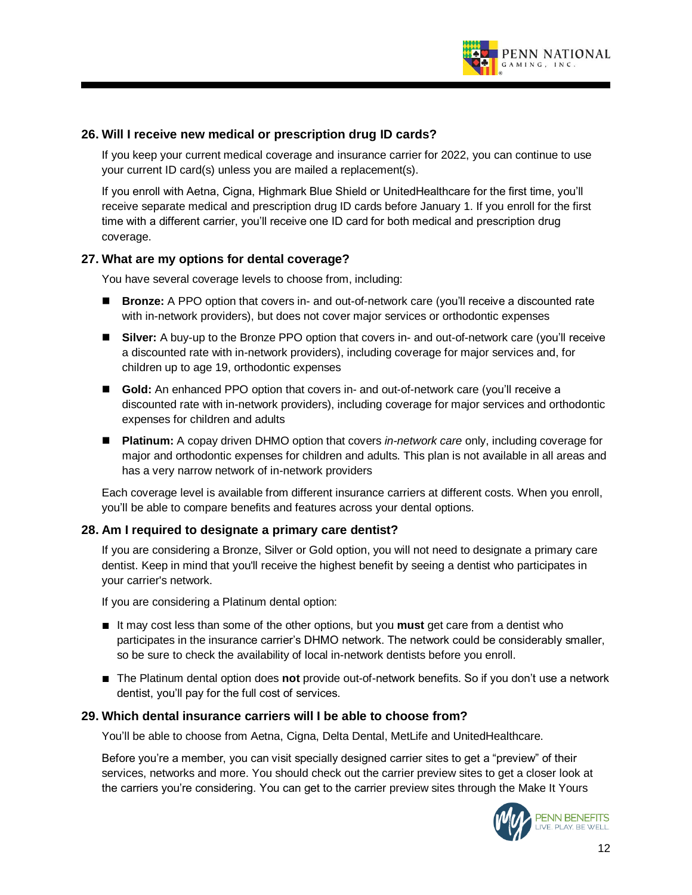### 26. Will I receive new medical or prescription drug ID cards?

If you keep your current medical coverage and insurance carrier for 2022, you can continue to use your current ID card(s) unless you are mailed a replacement(s).

If you enroll with Aetna, Cigna, Highmark Blue Shield or UnitedHealthcare for the first time, you'll receive separate medical and prescription drug ID cards before January 1. If you enroll for the first time with a different carrier, you'll receive one ID card for both medical and prescription drug coverage.

### 27. What are my options for dental coverage?

You have several coverage levels to choose from, including:

- **Bronze:** A PPO option that covers in- and out-of-network care (you'll receive a discounted rate with in-network providers), but does not cover major services or orthodontic expenses
- **Silver:** A buy-up to the Bronze PPO option that covers in- and out-of-network care (you'll receive a discounted rate with in-network providers), including coverage for major services and, for children up to age 19, orthodontic expenses
- **Gold:** An enhanced PPO option that covers in- and out-of-network care (you'll receive a discounted rate with in-network providers), including coverage for major services and orthodontic expenses for children and adults
- **Platinum:** A copay driven DHMO option that covers *in-network care* only, including coverage for major and orthodontic expenses for children and adults. This plan is not available in all areas and has a very narrow network of in-network providers

Each coverage level is available from different insurance carriers at different costs. When you enroll, you'll be able to compare benefits and features across your dental options.

### 28. Am I required to designate a primary care dentist?

If you are considering a Bronze, Silver or Gold option, you will not need to designate a primary care dentist. Keep in mind that you'll receive the highest benefit by seeing a dentist who participates in your carrier's network.

If you are considering a Platinum dental option:

- It may cost less than some of the other options, but you **must** get care from a dentist who participates in the insurance carrier's DHMO network. The network could be considerably smaller, so be sure to check the availability of local in-network dentists before you enroll.
- The Platinum dental option does **not** provide out-of-network benefits. So if you don't use a network dentist, you'll pay for the full cost of services.

### 29. Which dental insurance carriers will I be able to choose from?

You'll be able to choose from Aetna, Cigna, Delta Dental, MetLife and UnitedHealthcare.

Before you're a member, you can visit specially designed carrier sites to get a "preview" of their services, networks and more. You should check out the carrier preview sites to get a closer look at the carriers you're considering. You can get to the carrier preview sites through the Make It Yours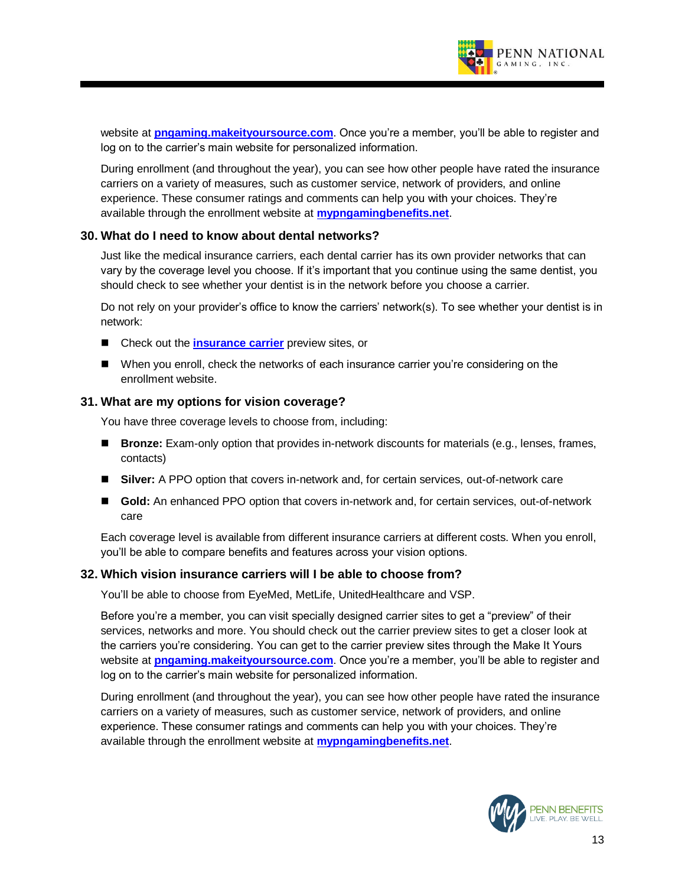website at **[pngaming.makeityoursource.com](pngaming.makeityoursource.com)**. Once you're a member, you'll be able to register and log on to the carrier's main website for personalized information.

During enrollment (and throughout the year), you can see how other people have rated the insurance carriers on a variety of measures, such as customer service, network of providers, and online experience. These consumer ratings and comments can help you with your choices. They're available through the enrollment website at **[mypngamingbenefits.net](mypngamingbenefits.net)**.

### 30. What do I need to know about dental networks?

Just like the medical insurance carriers, each dental carrier has its own provider networks that can vary by the coverage level you choose. If it's important that you continue using the same dentist, you should check to see whether your dentist is in the network before you choose a carrier.

Do not rely on your provider's office to know the carriers' network(s). To see whether your dentist is in network:

- Check out the **insurance carrier** preview sites, or
- When you enroll, check the networks of each insurance carrier you're considering on the enrollment website.

### 31. What are my options for vision coverage?

You have three coverage levels to choose from, including:

- **Bronze:** Exam-only option that provides in-network discounts for materials (e.g., lenses, frames, contacts)
- **Silver:** A PPO option that covers in-network and, for certain services, out-of-network care
- **Gold:** An enhanced PPO option that covers in-network and, for certain services, out-of-network care

Each coverage level is available from different insurance carriers at different costs. When you enroll, you'll be able to compare benefits and features across your vision options.

### 32. Which vision insurance carriers will I be able to choose from?

You'll be able to choose from EyeMed, MetLife, UnitedHealthcare and VSP.

Before you're a member, you can visit specially designed carrier sites to get a "preview" of their services, networks and more. You should check out the carrier preview sites to get a closer look at the carriers you're considering. You can get to the carrier preview sites through the Make It Yours website at **[pngaming.makeityoursource.com](pngaming.makeityoursource.com)**. Once you're a member, you'll be able to register and log on to the carrier's main website for personalized information.

During enrollment (and throughout the year), you can see how other people have rated the insurance carriers on a variety of measures, such as customer service, network of providers, and online experience. These consumer ratings and comments can help you with your choices. They're available through the enrollment website at **[mypngamingbenefits.net](mypngamingbenefits.net)**.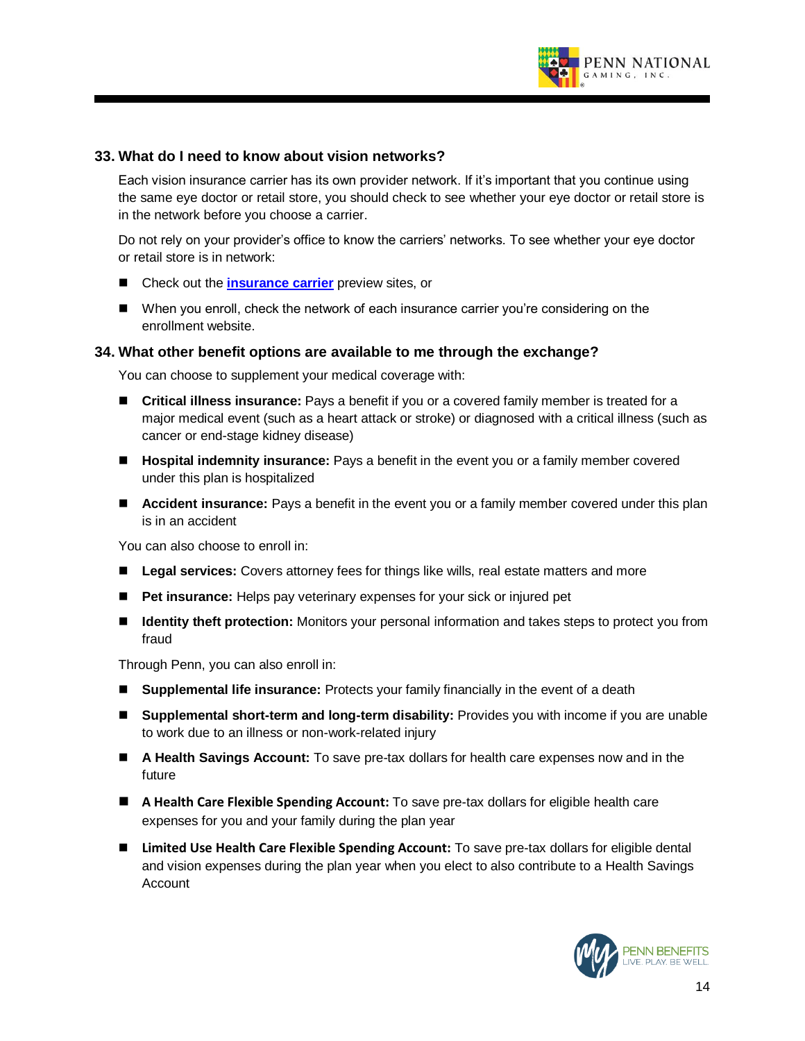### 33. What do I need to know about vision networks?

Each vision insurance carrier has its own provider network. If it's important that you continue using the same eye doctor or retail store, you should check to see whether your eye doctor or retail store is in the network before you choose a carrier.

Do not rely on your provider's office to know the carriers' networks. To see whether your eye doctor or retail store is in network:

- Check out the **insurance carrier** preview sites, or
- When you enroll, check the network of each insurance carrier you're considering on the enrollment website.

### 34. What other benefit options are available to me through the exchange?

You can choose to supplement your medical coverage with:

- **Critical illness insurance:** Pays a benefit if you or a covered family member is treated for a major medical event (such as a heart attack or stroke) or diagnosed with a critical illness (such as cancer or end-stage kidney disease)
- **Hospital indemnity insurance:** Pays a benefit in the event you or a family member covered under this plan is hospitalized
- **Accident insurance:** Pays a benefit in the event you or a family member covered under this plan is in an accident

You can also choose to enroll in:

- **Legal services:** Covers attorney fees for things like wills, real estate matters and more
- **Pet insurance:** Helps pay veterinary expenses for your sick or injured pet
- **Identity theft protection:** Monitors your personal information and takes steps to protect you from fraud

Through Penn, you can also enroll in:

- **Supplemental life insurance:** Protects your family financially in the event of a death
- **Supplemental short-term and long-term disability:** Provides you with income if you are unable to work due to an illness or non-work-related injury
- **A Health Savings Account:** To save pre-tax dollars for health care expenses now and in the future
- **A Health Care Flexible Spending Account:** To save pre-tax dollars for eligible health care expenses for you and your family during the plan year
- **Limited Use Health Care Flexible Spending Account:** To save pre-tax dollars for eligible dental and vision expenses during the plan year when you elect to also contribute to a Health Savings Account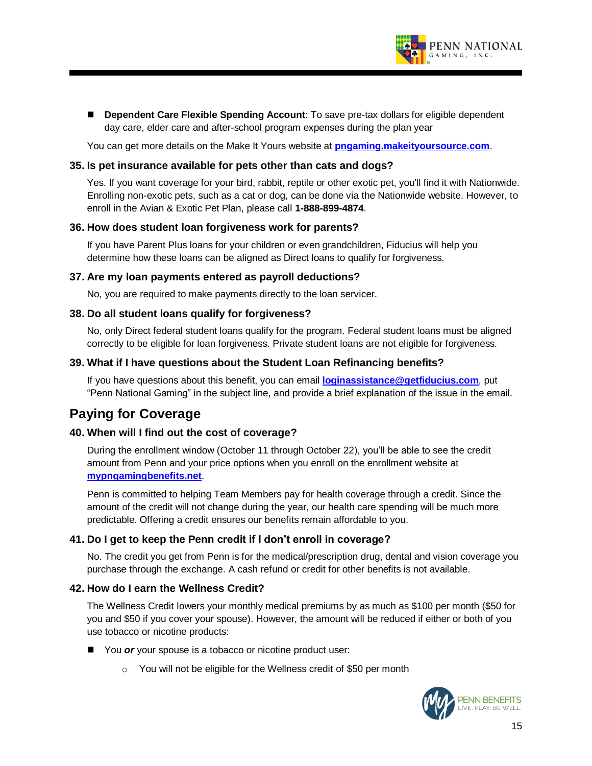- **Dependent Care Flexible Spending Account**: To save pre-tax dollars for eligible dependent day care, elder care and after-school program expenses during the plan year

You can get more details on the Make It Yours website at **pngaming.makeityoursource.com**.

### 35. Is pet insurance available for pets other than cats and dogs?

Yes. If you want coverage for your bird, rabbit, reptile or other exotic pet, you'll find it with Nationwide. Enrolling non-exotic pets, such as a cat or dog, can be done via the Nationwide website. However, to enroll in the Avian & Exotic Pet Plan, please call **1-888-899-4874**.

### 36. How does student loan forgiveness work for parents?

If you have Parent Plus loans for your children or even grandchildren, Fiducius will help you determine how these loans can be aligned as Direct loans to qualify for forgiveness.

### 37. Are my loan payments entered as payroll deductions?

No, you are required to make payments directly to the loan servicer.

### 38. Do all student loans qualify for forgiveness?

No, only Direct federal student loans qualify for the program. Federal student loans must be aligned correctly to be eligible for loan forgiveness. Private student loans are not eligible for forgiveness.

### 39. What if I have questions about the Student Loan Refinancing benefits?

If you have questions about this benefit, you can email **loginassistance@getfiducius.com**, put "Penn National Gaming" in the subject line, and provide a brief explanation of the issue in the email.

## Paying for Coverage

### 40. When will I find out the cost of coverage?

During the enrollment window (October 11 through October 22), you'll be able to see the credit amount from Penn and your price options when you enroll on the enrollment website at **mypngamingbenefits.net**.

Penn is committed to helping Team Members pay for health coverage through a credit. Since the amount of the credit will not change during the year, our health care spending will be much more predictable. Offering a credit ensures our benefits remain affordable to you.

### 41. Do I get to keep the Penn credit if I don't enroll in coverage?

No. The credit you get from Penn is for the medical/prescription drug, dental and vision coverage you purchase through the exchange. A cash refund or credit for other benefits is not available.

### 42. How do I earn the Wellness Credit?

The Wellness Credit lowers your monthly medical premiums by as much as $100 per month ($50 for you and $50 if you cover your spouse). However, the amount will be reduced if either or both of you use tobacco or nicotine products:

- You ***or*** your spouse is a tobacco or nicotine product user:
  - You will not be eligible for the Wellness credit of $50 per month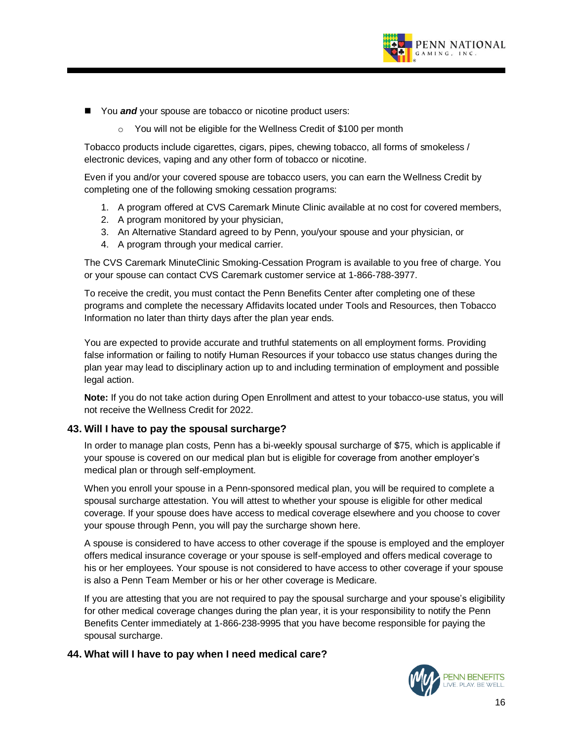- You ***and*** your spouse are tobacco or nicotine product users:
    - You will not be eligible for the Wellness Credit of $100 per month

Tobacco products include cigarettes, cigars, pipes, chewing tobacco, all forms of smokeless / electronic devices, vaping and any other form of tobacco or nicotine.

Even if you and/or your covered spouse are tobacco users, you can earn the Wellness Credit by completing one of the following smoking cessation programs:

1. A program offered at CVS Caremark Minute Clinic available at no cost for covered members,
2. A program monitored by your physician,
3. An Alternative Standard agreed to by Penn, you/your spouse and your physician, or
4. A program through your medical carrier.

The CVS Caremark MinuteClinic Smoking-Cessation Program is available to you free of charge. You or your spouse can contact CVS Caremark customer service at 1-866-788-3977.

To receive the credit, you must contact the Penn Benefits Center after completing one of these programs and complete the necessary Affidavits located under Tools and Resources, then Tobacco Information no later than thirty days after the plan year ends.

You are expected to provide accurate and truthful statements on all employment forms. Providing false information or failing to notify Human Resources if your tobacco use status changes during the plan year may lead to disciplinary action up to and including termination of employment and possible legal action.

**Note:** If you do not take action during Open Enrollment and attest to your tobacco-use status, you will not receive the Wellness Credit for 2022.

### 43. Will I have to pay the spousal surcharge?

In order to manage plan costs, Penn has a bi-weekly spousal surcharge of $75, which is applicable if your spouse is covered on our medical plan but is eligible for coverage from another employer's medical plan or through self-employment.

When you enroll your spouse in a Penn-sponsored medical plan, you will be required to complete a spousal surcharge attestation. You will attest to whether your spouse is eligible for other medical coverage. If your spouse does have access to medical coverage elsewhere and you choose to cover your spouse through Penn, you will pay the surcharge shown here.

A spouse is considered to have access to other coverage if the spouse is employed and the employer offers medical insurance coverage or your spouse is self-employed and offers medical coverage to his or her employees. Your spouse is not considered to have access to other coverage if your spouse is also a Penn Team Member or his or her other coverage is Medicare.

If you are attesting that you are not required to pay the spousal surcharge and your spouse's eligibility for other medical coverage changes during the plan year, it is your responsibility to notify the Penn Benefits Center immediately at 1-866-238-9995 that you have become responsible for paying the spousal surcharge.

### 44. What will I have to pay when I need medical care?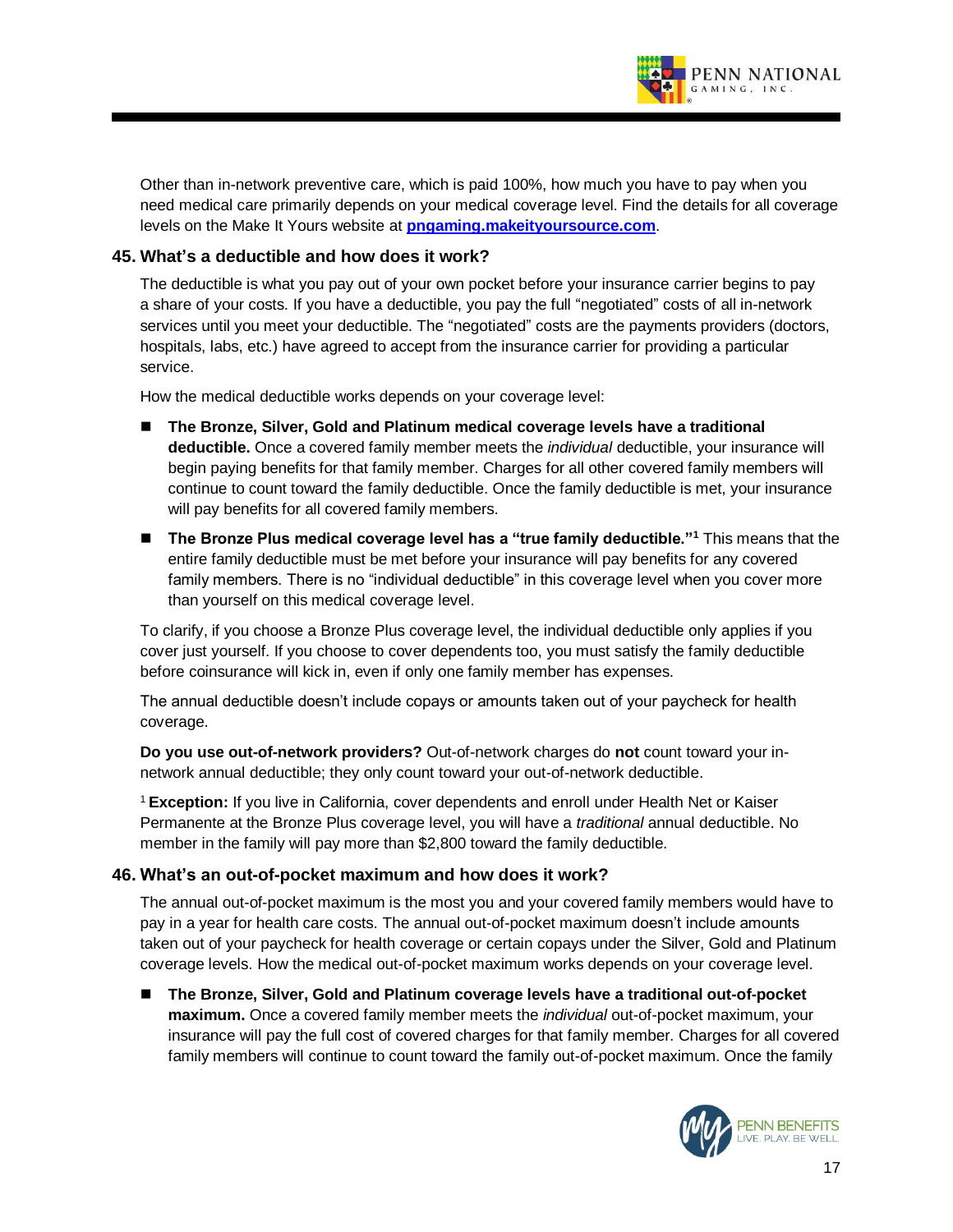Other than in-network preventive care, which is paid 100%, how much you have to pay when you need medical care primarily depends on your medical coverage level. Find the details for all coverage levels on the Make It Yours website at **pngaming.makeityoursource.com**.

### 45. What's a deductible and how does it work?

The deductible is what you pay out of your own pocket before your insurance carrier begins to pay a share of your costs. If you have a deductible, you pay the full "negotiated" costs of all in-network services until you meet your deductible. The "negotiated" costs are the payments providers (doctors, hospitals, labs, etc.) have agreed to accept from the insurance carrier for providing a particular service.

How the medical deductible works depends on your coverage level:

- **The Bronze, Silver, Gold and Platinum medical coverage levels have a traditional deductible.** Once a covered family member meets the *individual* deductible, your insurance will begin paying benefits for that family member. Charges for all other covered family members will continue to count toward the family deductible. Once the family deductible is met, your insurance will pay benefits for all covered family members.
- **The Bronze Plus medical coverage level has a "true family deductible."[1]** This means that the entire family deductible must be met before your insurance will pay benefits for any covered family members. There is no "individual deductible" in this coverage level when you cover more than yourself on this medical coverage level.

To clarify, if you choose a Bronze Plus coverage level, the individual deductible only applies if you cover just yourself. If you choose to cover dependents too, you must satisfy the family deductible before coinsurance will kick in, even if only one family member has expenses.

The annual deductible doesn't include copays or amounts taken out of your paycheck for health coverage.

**Do you use out-of-network providers?** Out-of-network charges do **not** count toward your in-network annual deductible; they only count toward your out-of-network deductible.

[1] **Exception:** If you live in California, cover dependents and enroll under Health Net or Kaiser Permanente at the Bronze Plus coverage level, you will have a *traditional* annual deductible. No member in the family will pay more than $2,800 toward the family deductible.

### 46. What's an out-of-pocket maximum and how does it work?

The annual out-of-pocket maximum is the most you and your covered family members would have to pay in a year for health care costs. The annual out-of-pocket maximum doesn't include amounts taken out of your paycheck for health coverage or certain copays under the Silver, Gold and Platinum coverage levels. How the medical out-of-pocket maximum works depends on your coverage level.

- **The Bronze, Silver, Gold and Platinum coverage levels have a traditional out-of-pocket maximum.** Once a covered family member meets the *individual* out-of-pocket maximum, your insurance will pay the full cost of covered charges for that family member. Charges for all covered family members will continue to count toward the family out-of-pocket maximum. Once the family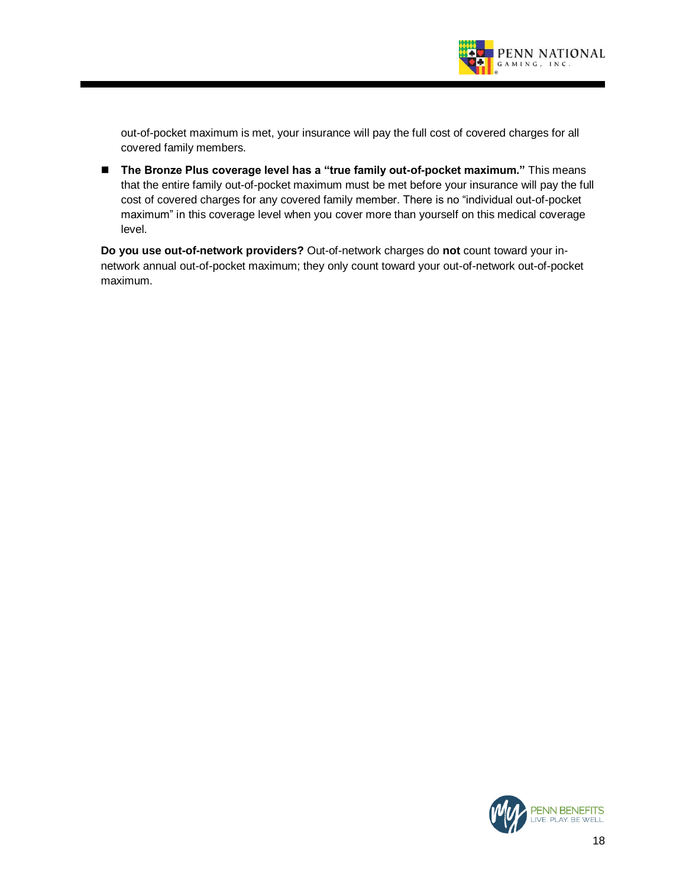out-of-pocket maximum is met, your insurance will pay the full cost of covered charges for all covered family members.

- **The Bronze Plus coverage level has a "true family out-of-pocket maximum."** This means that the entire family out-of-pocket maximum must be met before your insurance will pay the full cost of covered charges for any covered family member. There is no "individual out-of-pocket maximum" in this coverage level when you cover more than yourself on this medical coverage level.

**Do you use out-of-network providers?** Out-of-network charges do **not** count toward your in-network annual out-of-pocket maximum; they only count toward your out-of-network out-of-pocket maximum.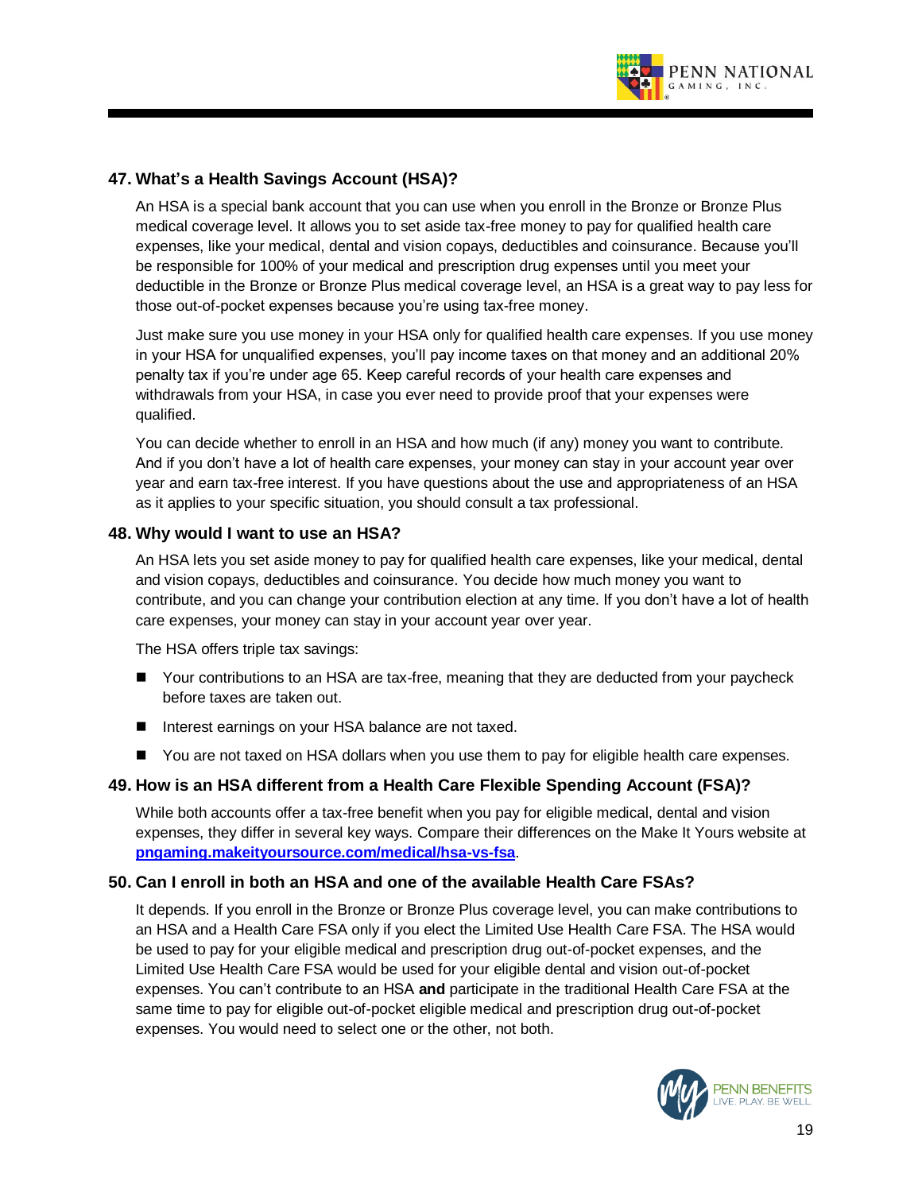### 47. What's a Health Savings Account (HSA)?

An HSA is a special bank account that you can use when you enroll in the Bronze or Bronze Plus medical coverage level. It allows you to set aside tax-free money to pay for qualified health care expenses, like your medical, dental and vision copays, deductibles and coinsurance. Because you'll be responsible for 100% of your medical and prescription drug expenses until you meet your deductible in the Bronze or Bronze Plus medical coverage level, an HSA is a great way to pay less for those out-of-pocket expenses because you're using tax-free money.

Just make sure you use money in your HSA only for qualified health care expenses. If you use money in your HSA for unqualified expenses, you'll pay income taxes on that money and an additional 20% penalty tax if you're under age 65. Keep careful records of your health care expenses and withdrawals from your HSA, in case you ever need to provide proof that your expenses were qualified.

You can decide whether to enroll in an HSA and how much (if any) money you want to contribute. And if you don't have a lot of health care expenses, your money can stay in your account year over year and earn tax-free interest. If you have questions about the use and appropriateness of an HSA as it applies to your specific situation, you should consult a tax professional.

### 48. Why would I want to use an HSA?

An HSA lets you set aside money to pay for qualified health care expenses, like your medical, dental and vision copays, deductibles and coinsurance. You decide how much money you want to contribute, and you can change your contribution election at any time. If you don't have a lot of health care expenses, your money can stay in your account year over year.

The HSA offers triple tax savings:

- Your contributions to an HSA are tax-free, meaning that they are deducted from your paycheck before taxes are taken out.
- Interest earnings on your HSA balance are not taxed.
- You are not taxed on HSA dollars when you use them to pay for eligible health care expenses.

### 49. How is an HSA different from a Health Care Flexible Spending Account (FSA)?

While both accounts offer a tax-free benefit when you pay for eligible medical, dental and vision expenses, they differ in several key ways. Compare their differences on the Make It Yours website at **pngaming.makeityoursource.com/medical/hsa-vs-fsa**.

### 50. Can I enroll in both an HSA and one of the available Health Care FSAs?

It depends. If you enroll in the Bronze or Bronze Plus coverage level, you can make contributions to an HSA and a Health Care FSA only if you elect the Limited Use Health Care FSA. The HSA would be used to pay for your eligible medical and prescription drug out-of-pocket expenses, and the Limited Use Health Care FSA would be used for your eligible dental and vision out-of-pocket expenses. You can't contribute to an HSA **and** participate in the traditional Health Care FSA at the same time to pay for eligible out-of-pocket eligible medical and prescription drug out-of-pocket expenses. You would need to select one or the other, not both.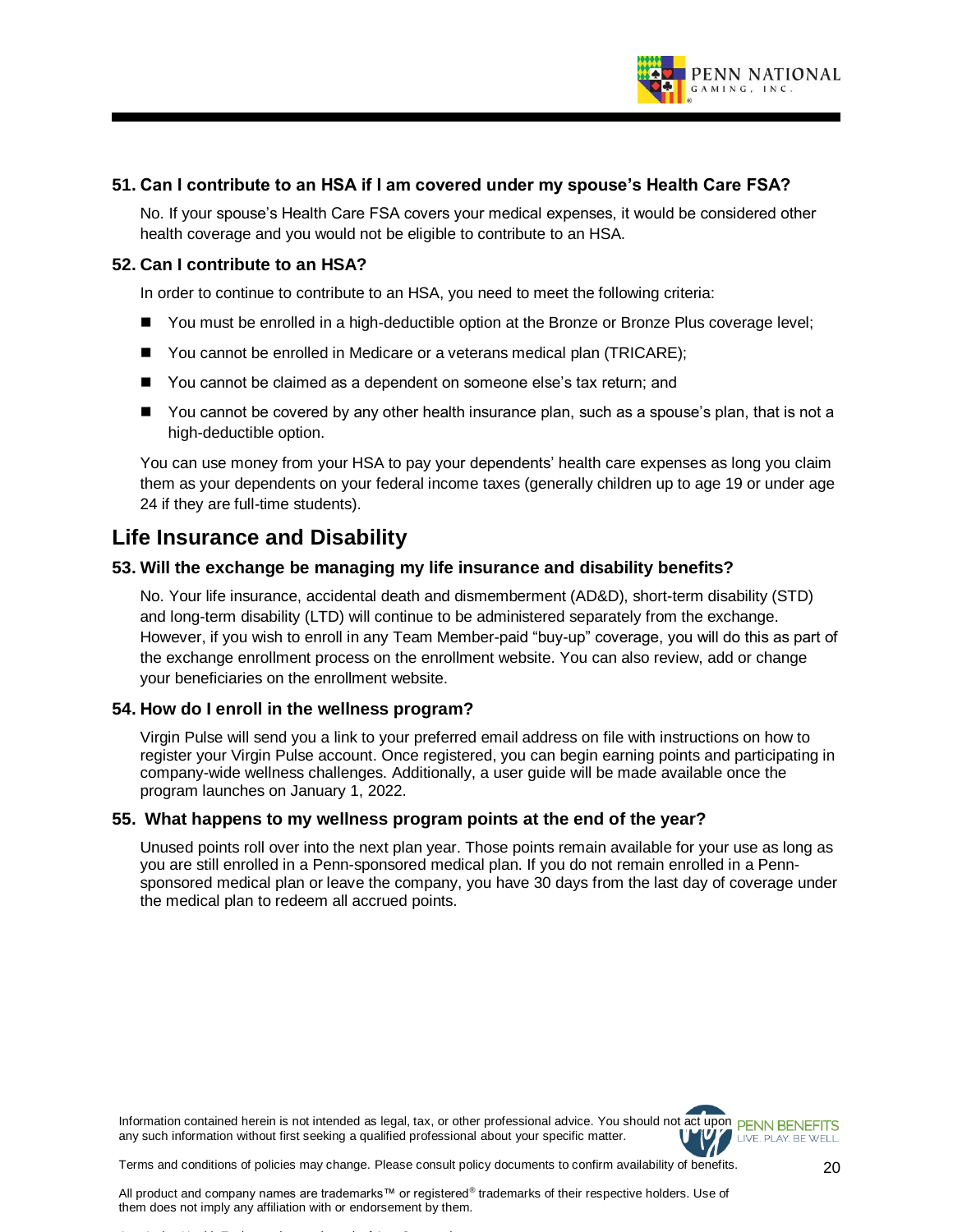### 51. Can I contribute to an HSA if I am covered under my spouse's Health Care FSA?

No. If your spouse's Health Care FSA covers your medical expenses, it would be considered other health coverage and you would not be eligible to contribute to an HSA.

### 52. Can I contribute to an HSA?

In order to continue to contribute to an HSA, you need to meet the following criteria:

- You must be enrolled in a high-deductible option at the Bronze or Bronze Plus coverage level;
- You cannot be enrolled in Medicare or a veterans medical plan (TRICARE);
- You cannot be claimed as a dependent on someone else's tax return; and
- You cannot be covered by any other health insurance plan, such as a spouse's plan, that is not a high-deductible option.

You can use money from your HSA to pay your dependents' health care expenses as long you claim them as your dependents on your federal income taxes (generally children up to age 19 or under age 24 if they are full-time students).

## Life Insurance and Disability

### 53. Will the exchange be managing my life insurance and disability benefits?

No. Your life insurance, accidental death and dismemberment (AD&D), short-term disability (STD) and long-term disability (LTD) will continue to be administered separately from the exchange. However, if you wish to enroll in any Team Member-paid "buy-up" coverage, you will do this as part of the exchange enrollment process on the enrollment website. You can also review, add or change your beneficiaries on the enrollment website.

### 54. How do I enroll in the wellness program?

Virgin Pulse will send you a link to your preferred email address on file with instructions on how to register your Virgin Pulse account. Once registered, you can begin earning points and participating in company-wide wellness challenges. Additionally, a user guide will be made available once the program launches on January 1, 2022.

### 55. What happens to my wellness program points at the end of the year?

Unused points roll over into the next plan year. Those points remain available for your use as long as you are still enrolled in a Penn-sponsored medical plan. If you do not remain enrolled in a Penn-sponsored medical plan or leave the company, you have 30 days from the last day of coverage under the medical plan to redeem all accrued points.

Information contained herein is not intended as legal, tax, or other professional advice. You should not act upon any such information without first seeking a qualified professional about your specific matter.

Terms and conditions of policies may change. Please consult policy documents to confirm availability of benefits.

All product and company names are trademarks™ or registered® trademarks of their respective holders. Use of them does not imply any affiliation with or endorsement by them.